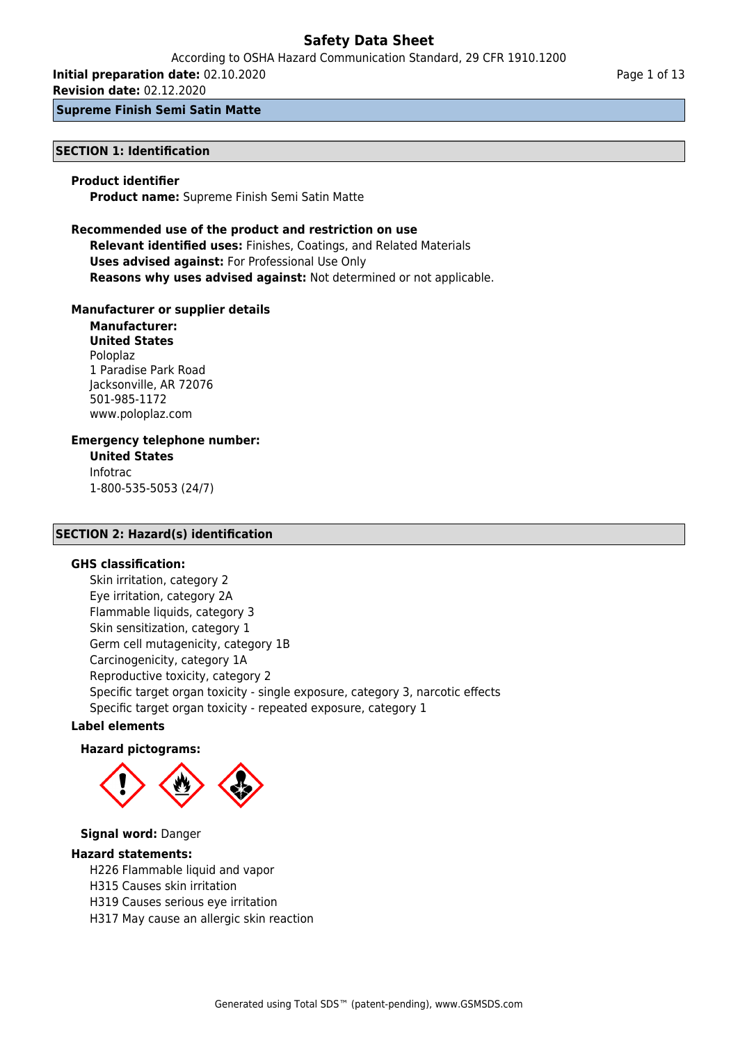# Safety Data Sheet

According to OSHA Hazard Communication Standard, 29 CFR 1910.1200

**Initial preparation date:** 02.10.2020

**Revision date:** 02.12.2020

**Supreme Finish Semi Satin Matte**

## SECTION 1: Identification

### Product identifier

**Product name:** Supreme Finish Semi Satin Matte

### Recommended use of the product and restriction on use

**Relevant identified uses:** Finishes, Coatings, and Related Materials

**Uses advised against:** For Professional Use Only

**Reasons why uses advised against:** Not determined or not applicable.

### Manufacturer or supplier details

**Manufacturer:**

**United States**

Poloplaz
1 Paradise Park Road
Jacksonville, AR 72076
501-985-1172
www.poloplaz.com

### Emergency telephone number:

**United States**

Infotrac
1-800-535-5053 (24/7)

## SECTION 2: Hazard(s) identification

### GHS classification:

Skin irritation, category 2
Eye irritation, category 2A
Flammable liquids, category 3
Skin sensitization, category 1
Germ cell mutagenicity, category 1B
Carcinogenicity, category 1A
Reproductive toxicity, category 2
Specific target organ toxicity - single exposure, category 3, narcotic effects
Specific target organ toxicity - repeated exposure, category 1

### Label elements

**Hazard pictograms:**

**Signal word:** Danger

### Hazard statements:

H226 Flammable liquid and vapor
H315 Causes skin irritation
H319 Causes serious eye irritation
H317 May cause an allergic skin reaction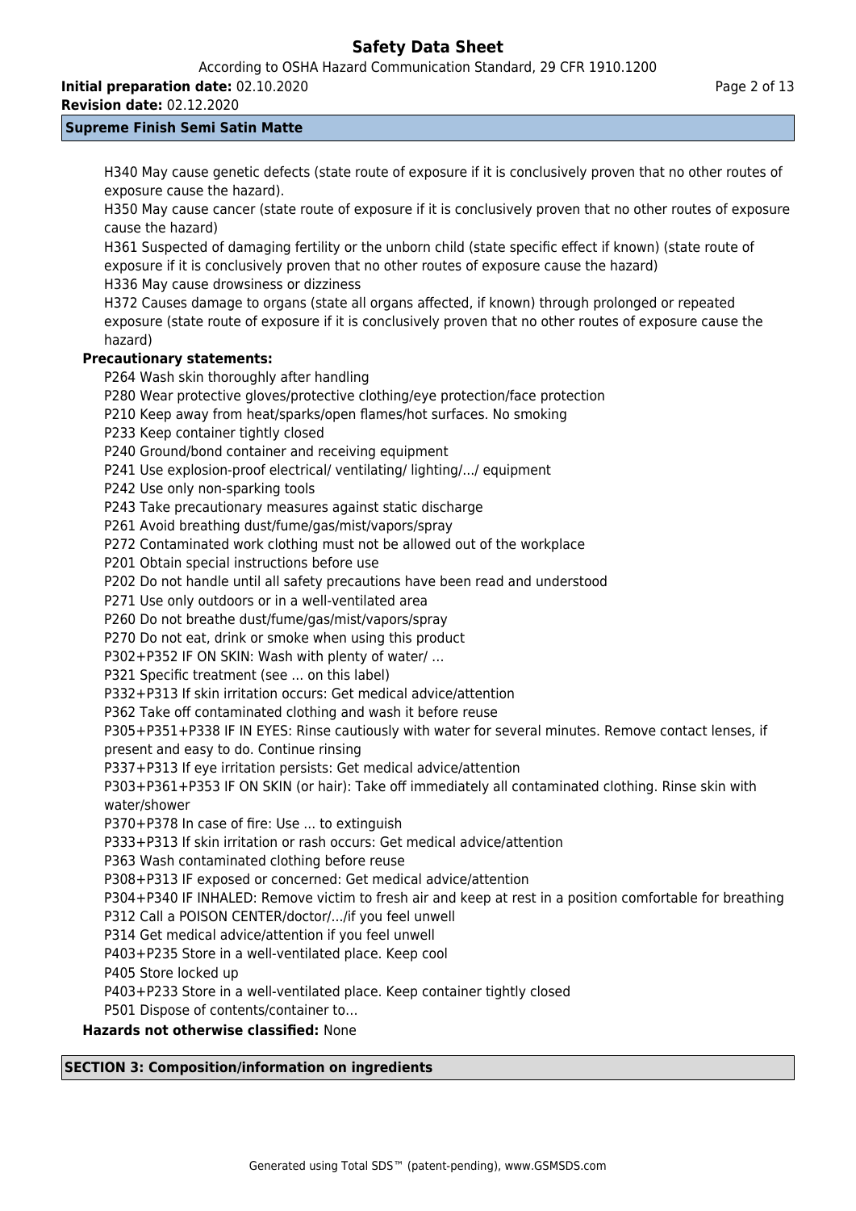H340 May cause genetic defects (state route of exposure if it is conclusively proven that no other routes of exposure cause the hazard).

H350 May cause cancer (state route of exposure if it is conclusively proven that no other routes of exposure cause the hazard)

H361 Suspected of damaging fertility or the unborn child (state specific effect if known) (state route of exposure if it is conclusively proven that no other routes of exposure cause the hazard)

H336 May cause drowsiness or dizziness

H372 Causes damage to organs (state all organs affected, if known) through prolonged or repeated exposure (state route of exposure if it is conclusively proven that no other routes of exposure cause the hazard)

**Precautionary statements:**

P264 Wash skin thoroughly after handling

P280 Wear protective gloves/protective clothing/eye protection/face protection

P210 Keep away from heat/sparks/open flames/hot surfaces. No smoking

P233 Keep container tightly closed

P240 Ground/bond container and receiving equipment

P241 Use explosion-proof electrical/ ventilating/ lighting/.../ equipment

P242 Use only non-sparking tools

P243 Take precautionary measures against static discharge

P261 Avoid breathing dust/fume/gas/mist/vapors/spray

P272 Contaminated work clothing must not be allowed out of the workplace

P201 Obtain special instructions before use

P202 Do not handle until all safety precautions have been read and understood

P271 Use only outdoors or in a well-ventilated area

P260 Do not breathe dust/fume/gas/mist/vapors/spray

P270 Do not eat, drink or smoke when using this product

P302+P352 IF ON SKIN: Wash with plenty of water/ …

P321 Specific treatment (see ... on this label)

P332+P313 If skin irritation occurs: Get medical advice/attention

P362 Take off contaminated clothing and wash it before reuse

P305+P351+P338 IF IN EYES: Rinse cautiously with water for several minutes. Remove contact lenses, if present and easy to do. Continue rinsing

P337+P313 If eye irritation persists: Get medical advice/attention

P303+P361+P353 IF ON SKIN (or hair): Take off immediately all contaminated clothing. Rinse skin with water/shower

P370+P378 In case of fire: Use … to extinguish

P333+P313 If skin irritation or rash occurs: Get medical advice/attention

P363 Wash contaminated clothing before reuse

P308+P313 IF exposed or concerned: Get medical advice/attention

P304+P340 IF INHALED: Remove victim to fresh air and keep at rest in a position comfortable for breathing

P312 Call a POISON CENTER/doctor/.../if you feel unwell

P314 Get medical advice/attention if you feel unwell

P403+P235 Store in a well-ventilated place. Keep cool

P405 Store locked up

P403+P233 Store in a well-ventilated place. Keep container tightly closed

P501 Dispose of contents/container to…

**Hazards not otherwise classified:** None

## SECTION 3: Composition/information on ingredients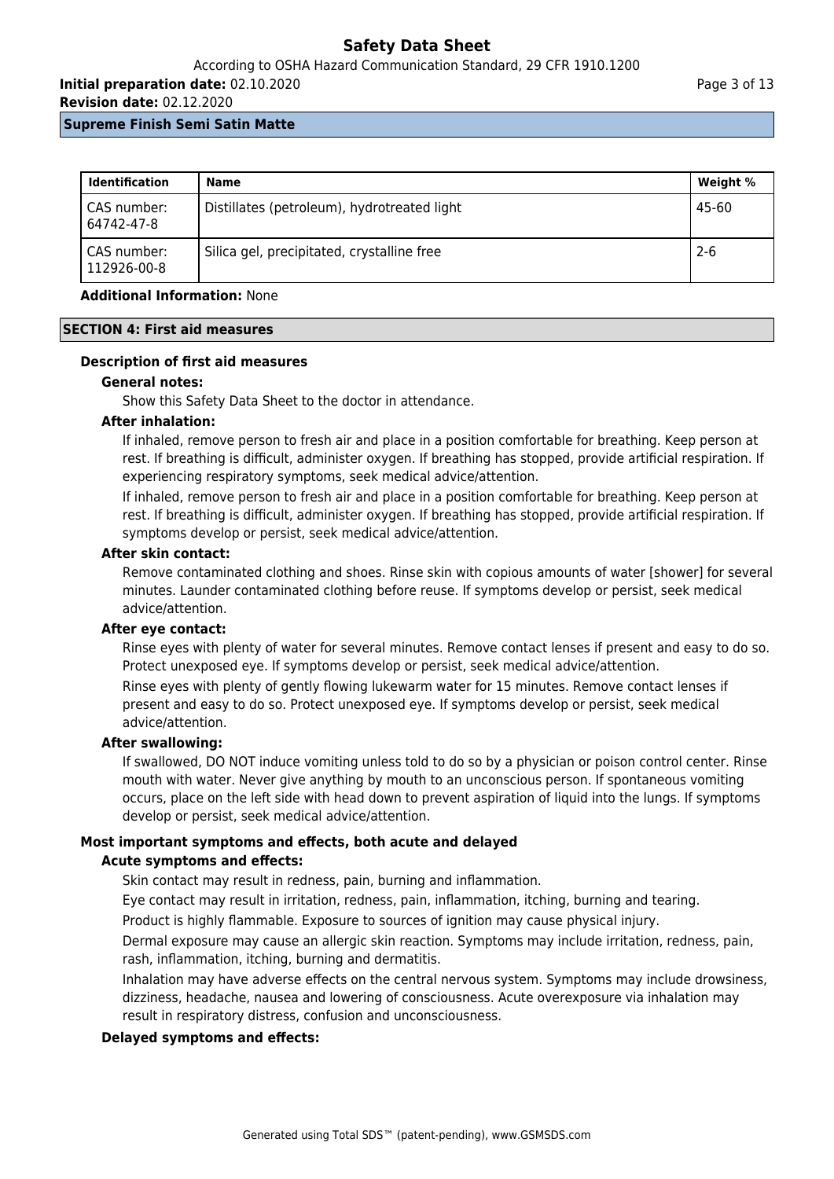| Identification | Name | Weight % |
|---|---|---|
| CAS number: 64742-47-8 | Distillates (petroleum), hydrotreated light | 45-60 |
| CAS number: 112926-00-8 | Silica gel, precipitated, crystalline free | 2-6 |

**Additional Information:** None

## SECTION 4: First aid measures

### Description of first aid measures

**General notes:**

Show this Safety Data Sheet to the doctor in attendance.

**After inhalation:**

If inhaled, remove person to fresh air and place in a position comfortable for breathing. Keep person at rest. If breathing is difficult, administer oxygen. If breathing has stopped, provide artificial respiration. If experiencing respiratory symptoms, seek medical advice/attention.

If inhaled, remove person to fresh air and place in a position comfortable for breathing. Keep person at rest. If breathing is difficult, administer oxygen. If breathing has stopped, provide artificial respiration. If symptoms develop or persist, seek medical advice/attention.

**After skin contact:**

Remove contaminated clothing and shoes. Rinse skin with copious amounts of water [shower] for several minutes. Launder contaminated clothing before reuse. If symptoms develop or persist, seek medical advice/attention.

**After eye contact:**

Rinse eyes with plenty of water for several minutes. Remove contact lenses if present and easy to do so. Protect unexposed eye. If symptoms develop or persist, seek medical advice/attention.

Rinse eyes with plenty of gently flowing lukewarm water for 15 minutes. Remove contact lenses if present and easy to do so. Protect unexposed eye. If symptoms develop or persist, seek medical advice/attention.

**After swallowing:**

If swallowed, DO NOT induce vomiting unless told to do so by a physician or poison control center. Rinse mouth with water. Never give anything by mouth to an unconscious person. If spontaneous vomiting occurs, place on the left side with head down to prevent aspiration of liquid into the lungs. If symptoms develop or persist, seek medical advice/attention.

### Most important symptoms and effects, both acute and delayed

**Acute symptoms and effects:**

Skin contact may result in redness, pain, burning and inflammation.

Eye contact may result in irritation, redness, pain, inflammation, itching, burning and tearing.

Product is highly flammable. Exposure to sources of ignition may cause physical injury.

Dermal exposure may cause an allergic skin reaction. Symptoms may include irritation, redness, pain, rash, inflammation, itching, burning and dermatitis.

Inhalation may have adverse effects on the central nervous system. Symptoms may include drowsiness, dizziness, headache, nausea and lowering of consciousness. Acute overexposure via inhalation may result in respiratory distress, confusion and unconsciousness.

**Delayed symptoms and effects:**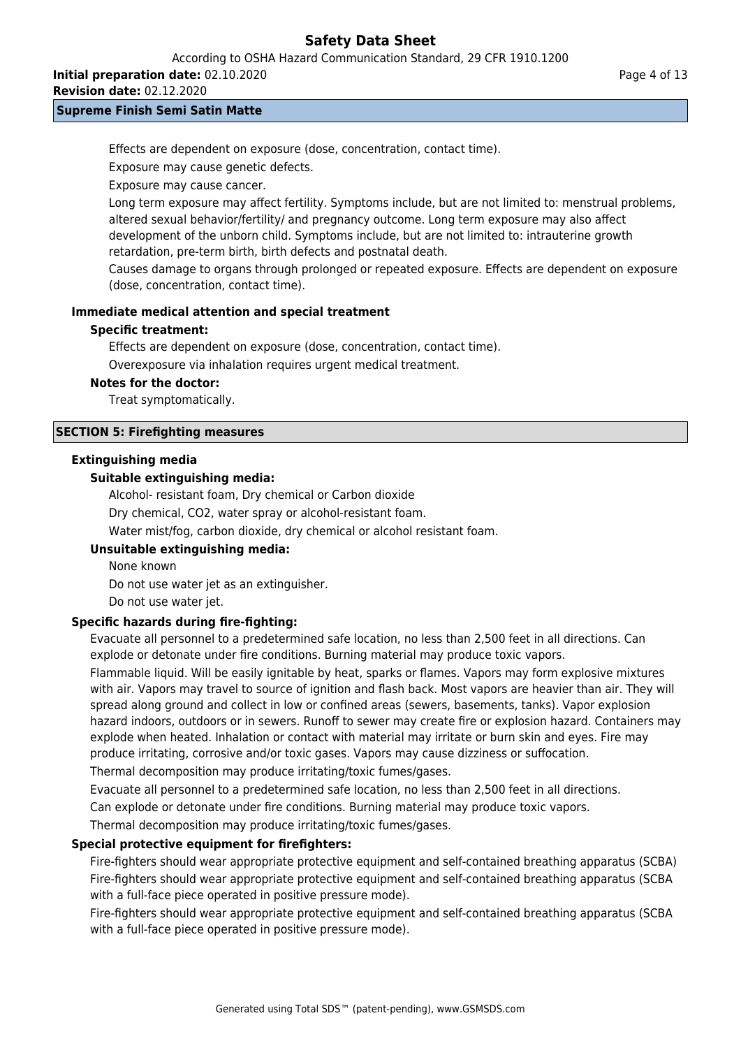Effects are dependent on exposure (dose, concentration, contact time).

Exposure may cause genetic defects.

Exposure may cause cancer.

Long term exposure may affect fertility. Symptoms include, but are not limited to: menstrual problems, altered sexual behavior/fertility/ and pregnancy outcome. Long term exposure may also affect development of the unborn child. Symptoms include, but are not limited to: intrauterine growth retardation, pre-term birth, birth defects and postnatal death.

Causes damage to organs through prolonged or repeated exposure. Effects are dependent on exposure (dose, concentration, contact time).

### Immediate medical attention and special treatment

**Specific treatment:**

Effects are dependent on exposure (dose, concentration, contact time).

Overexposure via inhalation requires urgent medical treatment.

**Notes for the doctor:**

Treat symptomatically.

## SECTION 5: Firefighting measures

### Extinguishing media

**Suitable extinguishing media:**

Alcohol- resistant foam, Dry chemical or Carbon dioxide

Dry chemical, CO2, water spray or alcohol-resistant foam.

Water mist/fog, carbon dioxide, dry chemical or alcohol resistant foam.

**Unsuitable extinguishing media:**

None known

Do not use water jet as an extinguisher.

Do not use water jet.

### Specific hazards during fire-fighting:

Evacuate all personnel to a predetermined safe location, no less than 2,500 feet in all directions. Can explode or detonate under fire conditions. Burning material may produce toxic vapors.

Flammable liquid. Will be easily ignitable by heat, sparks or flames. Vapors may form explosive mixtures with air. Vapors may travel to source of ignition and flash back. Most vapors are heavier than air. They will spread along ground and collect in low or confined areas (sewers, basements, tanks). Vapor explosion hazard indoors, outdoors or in sewers. Runoff to sewer may create fire or explosion hazard. Containers may explode when heated. Inhalation or contact with material may irritate or burn skin and eyes. Fire may produce irritating, corrosive and/or toxic gases. Vapors may cause dizziness or suffocation.

Thermal decomposition may produce irritating/toxic fumes/gases.

Evacuate all personnel to a predetermined safe location, no less than 2,500 feet in all directions.

Can explode or detonate under fire conditions. Burning material may produce toxic vapors.

Thermal decomposition may produce irritating/toxic fumes/gases.

### Special protective equipment for firefighters:

Fire-fighters should wear appropriate protective equipment and self-contained breathing apparatus (SCBA)

Fire-fighters should wear appropriate protective equipment and self-contained breathing apparatus (SCBA with a full-face piece operated in positive pressure mode).

Fire-fighters should wear appropriate protective equipment and self-contained breathing apparatus (SCBA with a full-face piece operated in positive pressure mode).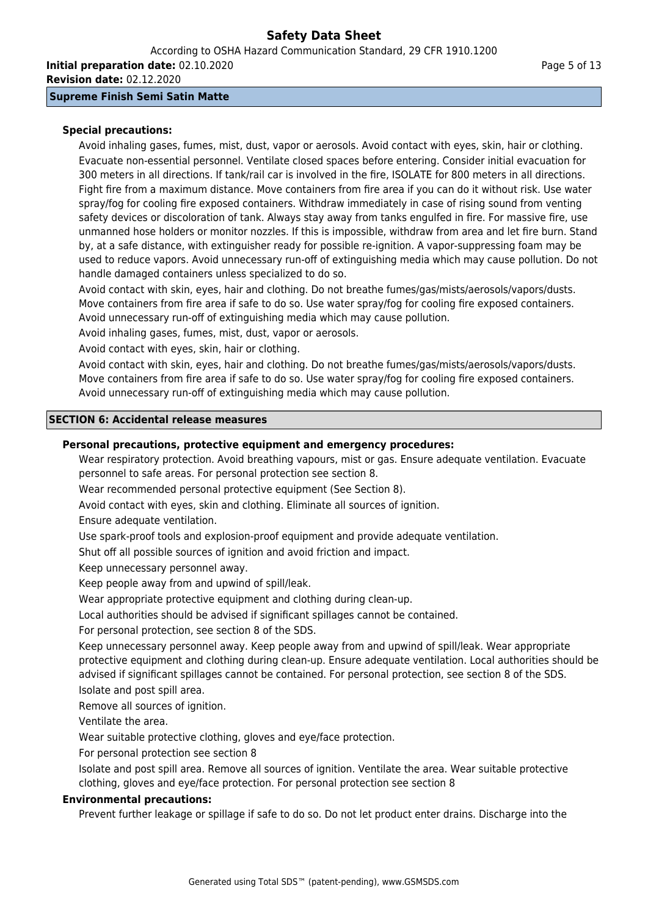**Special precautions:**

Avoid inhaling gases, fumes, mist, dust, vapor or aerosols. Avoid contact with eyes, skin, hair or clothing. Evacuate non-essential personnel. Ventilate closed spaces before entering. Consider initial evacuation for 300 meters in all directions. If tank/rail car is involved in the fire, ISOLATE for 800 meters in all directions. Fight fire from a maximum distance. Move containers from fire area if you can do it without risk. Use water spray/fog for cooling fire exposed containers. Withdraw immediately in case of rising sound from venting safety devices or discoloration of tank. Always stay away from tanks engulfed in fire. For massive fire, use unmanned hose holders or monitor nozzles. If this is impossible, withdraw from area and let fire burn. Stand by, at a safe distance, with extinguisher ready for possible re-ignition. A vapor-suppressing foam may be used to reduce vapors. Avoid unnecessary run-off of extinguishing media which may cause pollution. Do not handle damaged containers unless specialized to do so.

Avoid contact with skin, eyes, hair and clothing. Do not breathe fumes/gas/mists/aerosols/vapors/dusts. Move containers from fire area if safe to do so. Use water spray/fog for cooling fire exposed containers. Avoid unnecessary run-off of extinguishing media which may cause pollution.

Avoid inhaling gases, fumes, mist, dust, vapor or aerosols.

Avoid contact with eyes, skin, hair or clothing.

Avoid contact with skin, eyes, hair and clothing. Do not breathe fumes/gas/mists/aerosols/vapors/dusts. Move containers from fire area if safe to do so. Use water spray/fog for cooling fire exposed containers. Avoid unnecessary run-off of extinguishing media which may cause pollution.

## SECTION 6: Accidental release measures

**Personal precautions, protective equipment and emergency procedures:**

Wear respiratory protection. Avoid breathing vapours, mist or gas. Ensure adequate ventilation. Evacuate personnel to safe areas. For personal protection see section 8.

Wear recommended personal protective equipment (See Section 8).

Avoid contact with eyes, skin and clothing. Eliminate all sources of ignition.

Ensure adequate ventilation.

Use spark-proof tools and explosion-proof equipment and provide adequate ventilation.

Shut off all possible sources of ignition and avoid friction and impact.

Keep unnecessary personnel away.

Keep people away from and upwind of spill/leak.

Wear appropriate protective equipment and clothing during clean-up.

Local authorities should be advised if significant spillages cannot be contained.

For personal protection, see section 8 of the SDS.

Keep unnecessary personnel away. Keep people away from and upwind of spill/leak. Wear appropriate protective equipment and clothing during clean-up. Ensure adequate ventilation. Local authorities should be advised if significant spillages cannot be contained. For personal protection, see section 8 of the SDS.

Isolate and post spill area.

Remove all sources of ignition.

Ventilate the area.

Wear suitable protective clothing, gloves and eye/face protection.

For personal protection see section 8

Isolate and post spill area. Remove all sources of ignition. Ventilate the area. Wear suitable protective clothing, gloves and eye/face protection. For personal protection see section 8

**Environmental precautions:**

Prevent further leakage or spillage if safe to do so. Do not let product enter drains. Discharge into the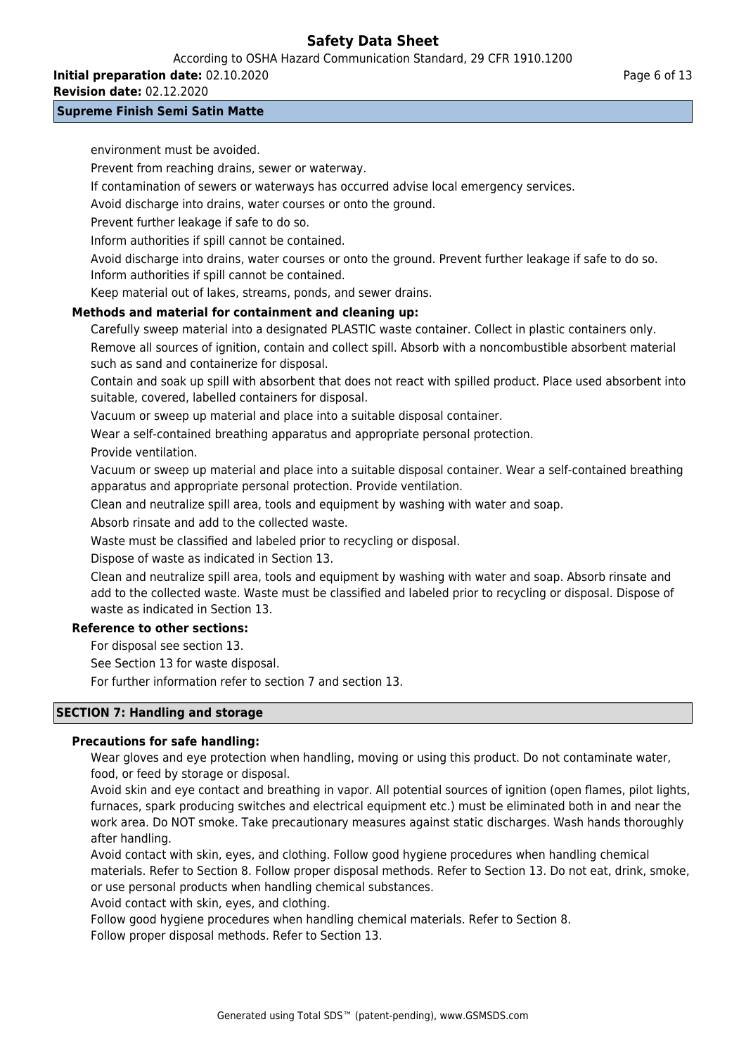environment must be avoided.

Prevent from reaching drains, sewer or waterway.

If contamination of sewers or waterways has occurred advise local emergency services.

Avoid discharge into drains, water courses or onto the ground.

Prevent further leakage if safe to do so.

Inform authorities if spill cannot be contained.

Avoid discharge into drains, water courses or onto the ground. Prevent further leakage if safe to do so. Inform authorities if spill cannot be contained.

Keep material out of lakes, streams, ponds, and sewer drains.

**Methods and material for containment and cleaning up:**

Carefully sweep material into a designated PLASTIC waste container. Collect in plastic containers only.

Remove all sources of ignition, contain and collect spill. Absorb with a noncombustible absorbent material such as sand and containerize for disposal.

Contain and soak up spill with absorbent that does not react with spilled product. Place used absorbent into suitable, covered, labelled containers for disposal.

Vacuum or sweep up material and place into a suitable disposal container.

Wear a self-contained breathing apparatus and appropriate personal protection.

Provide ventilation.

Vacuum or sweep up material and place into a suitable disposal container. Wear a self-contained breathing apparatus and appropriate personal protection. Provide ventilation.

Clean and neutralize spill area, tools and equipment by washing with water and soap.

Absorb rinsate and add to the collected waste.

Waste must be classified and labeled prior to recycling or disposal.

Dispose of waste as indicated in Section 13.

Clean and neutralize spill area, tools and equipment by washing with water and soap. Absorb rinsate and add to the collected waste. Waste must be classified and labeled prior to recycling or disposal. Dispose of waste as indicated in Section 13.

**Reference to other sections:**

For disposal see section 13.

See Section 13 for waste disposal.

For further information refer to section 7 and section 13.

## SECTION 7: Handling and storage

**Precautions for safe handling:**

Wear gloves and eye protection when handling, moving or using this product. Do not contaminate water, food, or feed by storage or disposal.

Avoid skin and eye contact and breathing in vapor. All potential sources of ignition (open flames, pilot lights, furnaces, spark producing switches and electrical equipment etc.) must be eliminated both in and near the work area. Do NOT smoke. Take precautionary measures against static discharges. Wash hands thoroughly after handling.

Avoid contact with skin, eyes, and clothing. Follow good hygiene procedures when handling chemical materials. Refer to Section 8. Follow proper disposal methods. Refer to Section 13. Do not eat, drink, smoke, or use personal products when handling chemical substances.

Avoid contact with skin, eyes, and clothing.

Follow good hygiene procedures when handling chemical materials. Refer to Section 8.

Follow proper disposal methods. Refer to Section 13.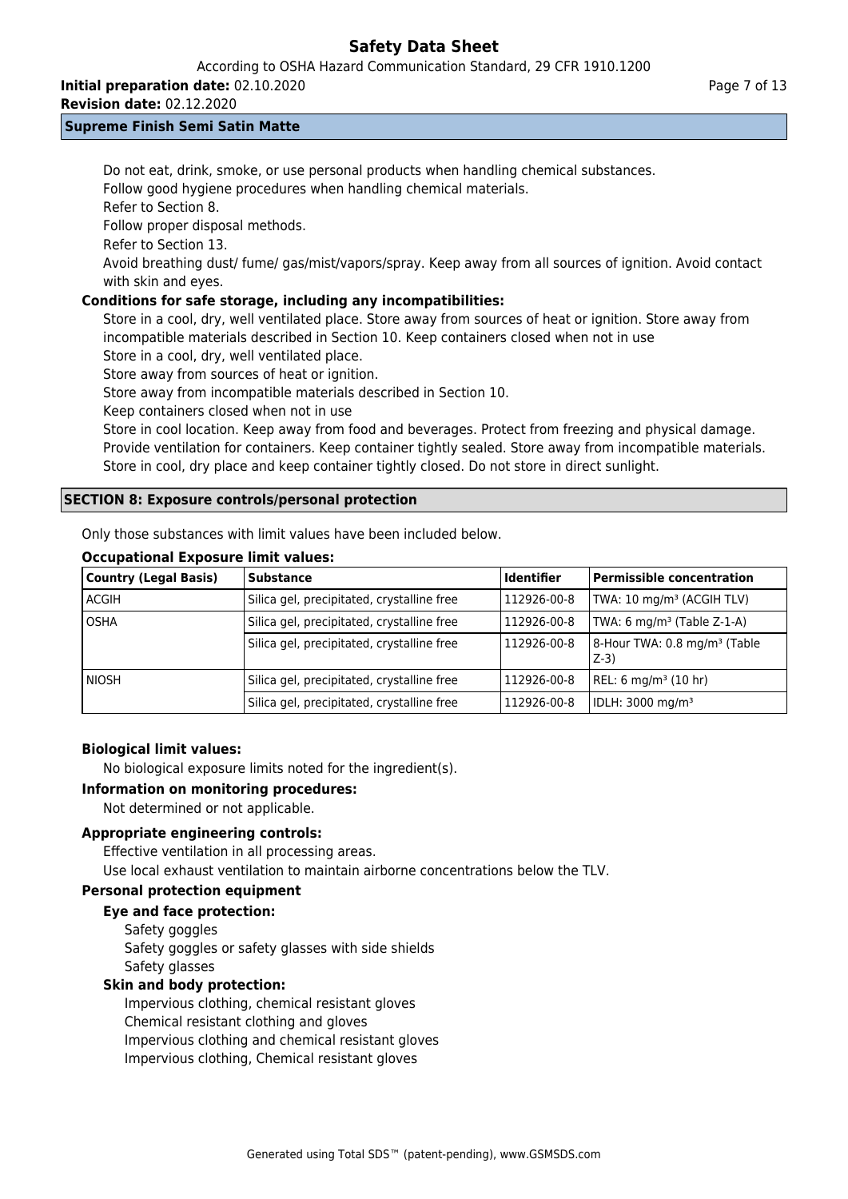Do not eat, drink, smoke, or use personal products when handling chemical substances.
Follow good hygiene procedures when handling chemical materials.
Refer to Section 8.
Follow proper disposal methods.
Refer to Section 13.
Avoid breathing dust/ fume/ gas/mist/vapors/spray. Keep away from all sources of ignition. Avoid contact with skin and eyes.

**Conditions for safe storage, including any incompatibilities:**

Store in a cool, dry, well ventilated place. Store away from sources of heat or ignition. Store away from incompatible materials described in Section 10. Keep containers closed when not in use
Store in a cool, dry, well ventilated place.
Store away from sources of heat or ignition.
Store away from incompatible materials described in Section 10.
Keep containers closed when not in use
Store in cool location. Keep away from food and beverages. Protect from freezing and physical damage. Provide ventilation for containers. Keep container tightly sealed. Store away from incompatible materials. Store in cool, dry place and keep container tightly closed. Do not store in direct sunlight.

## SECTION 8: Exposure controls/personal protection

Only those substances with limit values have been included below.

**Occupational Exposure limit values:**

| Country (Legal Basis) | Substance | Identifier | Permissible concentration |
|---|---|---|---|
| ACGIH | Silica gel, precipitated, crystalline free | 112926-00-8 | TWA: 10 mg/m³ (ACGIH TLV) |
| OSHA | Silica gel, precipitated, crystalline free | 112926-00-8 | TWA: 6 mg/m³ (Table Z-1-A) |
| | Silica gel, precipitated, crystalline free | 112926-00-8 | 8-Hour TWA: 0.8 mg/m³ (Table Z-3) |
| NIOSH | Silica gel, precipitated, crystalline free | 112926-00-8 | REL: 6 mg/m³ (10 hr) |
| | Silica gel, precipitated, crystalline free | 112926-00-8 | IDLH: 3000 mg/m³ |

**Biological limit values:**

No biological exposure limits noted for the ingredient(s).

**Information on monitoring procedures:**

Not determined or not applicable.

**Appropriate engineering controls:**

Effective ventilation in all processing areas.
Use local exhaust ventilation to maintain airborne concentrations below the TLV.

**Personal protection equipment**

**Eye and face protection:**

Safety goggles
Safety goggles or safety glasses with side shields
Safety glasses

**Skin and body protection:**

Impervious clothing, chemical resistant gloves
Chemical resistant clothing and gloves
Impervious clothing and chemical resistant gloves
Impervious clothing, Chemical resistant gloves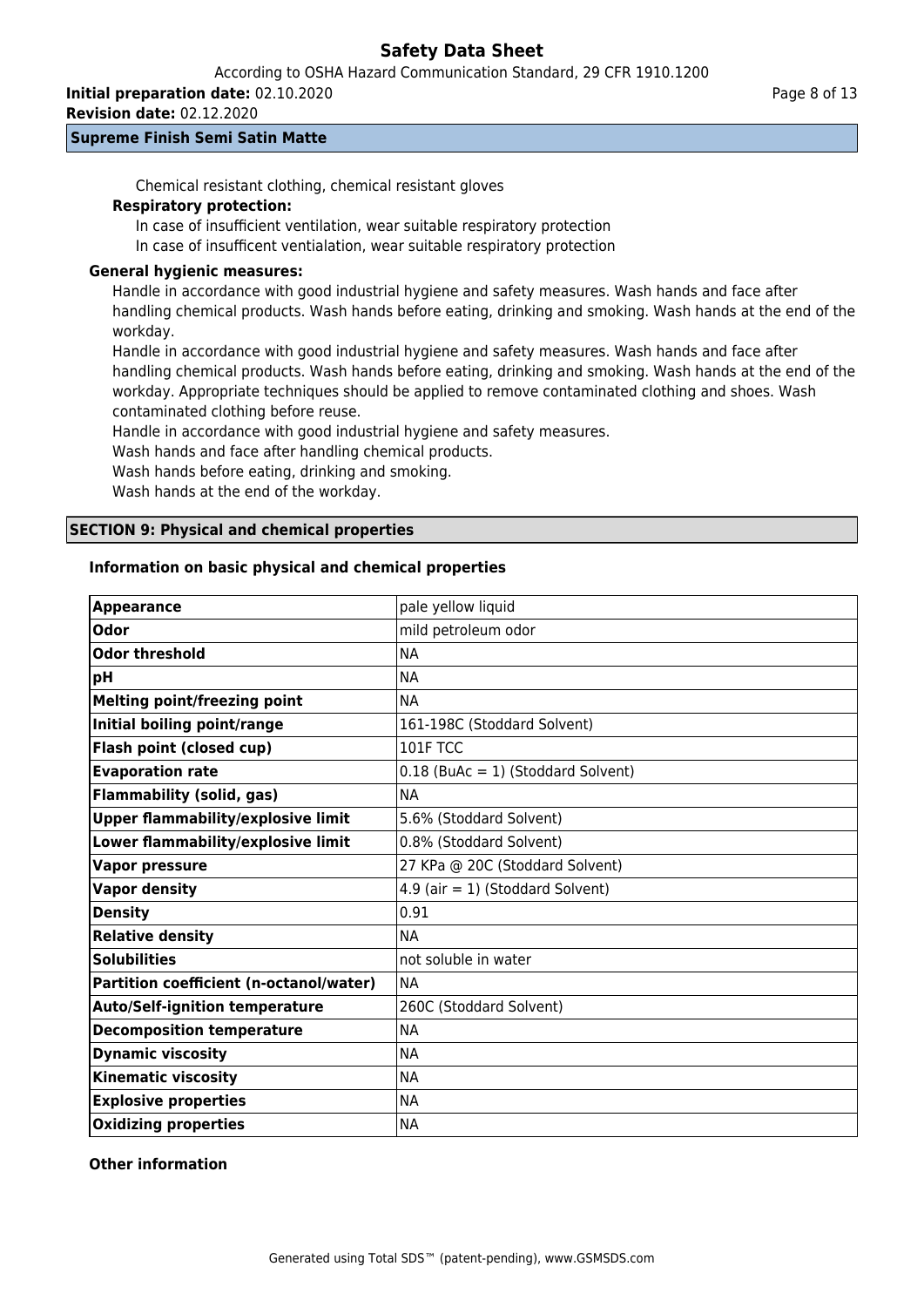Chemical resistant clothing, chemical resistant gloves

**Respiratory protection:**

In case of insufficient ventilation, wear suitable respiratory protection
In case of insufficent ventialation, wear suitable respiratory protection

**General hygienic measures:**

Handle in accordance with good industrial hygiene and safety measures. Wash hands and face after handling chemical products. Wash hands before eating, drinking and smoking. Wash hands at the end of the workday.

Handle in accordance with good industrial hygiene and safety measures. Wash hands and face after handling chemical products. Wash hands before eating, drinking and smoking. Wash hands at the end of the workday. Appropriate techniques should be applied to remove contaminated clothing and shoes. Wash contaminated clothing before reuse.

Handle in accordance with good industrial hygiene and safety measures.
Wash hands and face after handling chemical products.
Wash hands before eating, drinking and smoking.
Wash hands at the end of the workday.

## SECTION 9: Physical and chemical properties

**Information on basic physical and chemical properties**

| **Appearance** | pale yellow liquid |
|---|---|
| **Odor** | mild petroleum odor |
| **Odor threshold** | NA |
| **pH** | NA |
| **Melting point/freezing point** | NA |
| **Initial boiling point/range** | 161-198C (Stoddard Solvent) |
| **Flash point (closed cup)** | 101F TCC |
| **Evaporation rate** | 0.18 (BuAc = 1) (Stoddard Solvent) |
| **Flammability (solid, gas)** | NA |
| **Upper flammability/explosive limit** | 5.6% (Stoddard Solvent) |
| **Lower flammability/explosive limit** | 0.8% (Stoddard Solvent) |
| **Vapor pressure** | 27 KPa @ 20C (Stoddard Solvent) |
| **Vapor density** | 4.9 (air = 1) (Stoddard Solvent) |
| **Density** | 0.91 |
| **Relative density** | NA |
| **Solubilities** | not soluble in water |
| **Partition coefficient (n-octanol/water)** | NA |
| **Auto/Self-ignition temperature** | 260C (Stoddard Solvent) |
| **Decomposition temperature** | NA |
| **Dynamic viscosity** | NA |
| **Kinematic viscosity** | NA |
| **Explosive properties** | NA |
| **Oxidizing properties** | NA |

**Other information**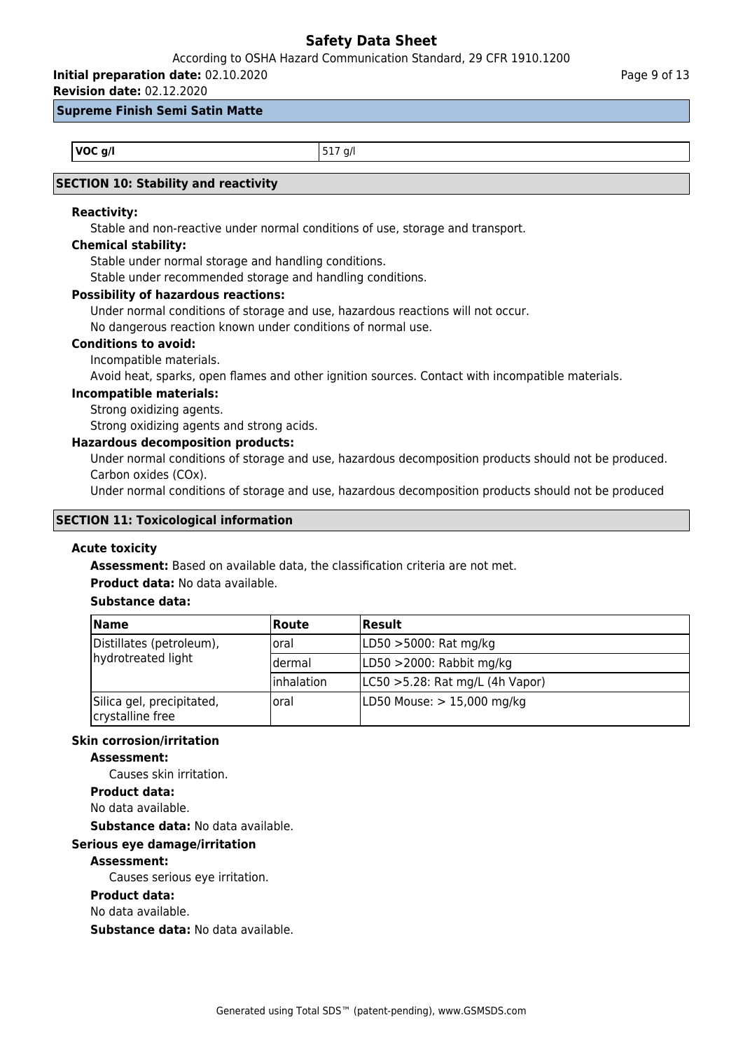**Supreme Finish Semi Satin Matte**

| VOC g/l | 517 g/l |
|---|---|

## SECTION 10: Stability and reactivity

**Reactivity:**

Stable and non-reactive under normal conditions of use, storage and transport.

**Chemical stability:**

Stable under normal storage and handling conditions.
Stable under recommended storage and handling conditions.

**Possibility of hazardous reactions:**

Under normal conditions of storage and use, hazardous reactions will not occur.
No dangerous reaction known under conditions of normal use.

**Conditions to avoid:**

Incompatible materials.
Avoid heat, sparks, open flames and other ignition sources. Contact with incompatible materials.

**Incompatible materials:**

Strong oxidizing agents.
Strong oxidizing agents and strong acids.

**Hazardous decomposition products:**

Under normal conditions of storage and use, hazardous decomposition products should not be produced.
Carbon oxides (COx).
Under normal conditions of storage and use, hazardous decomposition products should not be produced

## SECTION 11: Toxicological information

**Acute toxicity**

**Assessment:** Based on available data, the classification criteria are not met.

**Product data:** No data available.

**Substance data:**

| Name | Route | Result |
|---|---|---|
| Distillates (petroleum), hydrotreated light | oral | LD50 >5000: Rat mg/kg |
| | dermal | LD50 >2000: Rabbit mg/kg |
| | inhalation | LC50 >5.28: Rat mg/L (4h Vapor) |
| Silica gel, precipitated, crystalline free | oral | LD50 Mouse: > 15,000 mg/kg |

**Skin corrosion/irritation**

**Assessment:**

Causes skin irritation.

**Product data:**

No data available.

**Substance data:** No data available.

**Serious eye damage/irritation**

**Assessment:**

Causes serious eye irritation.

**Product data:**

No data available.

**Substance data:** No data available.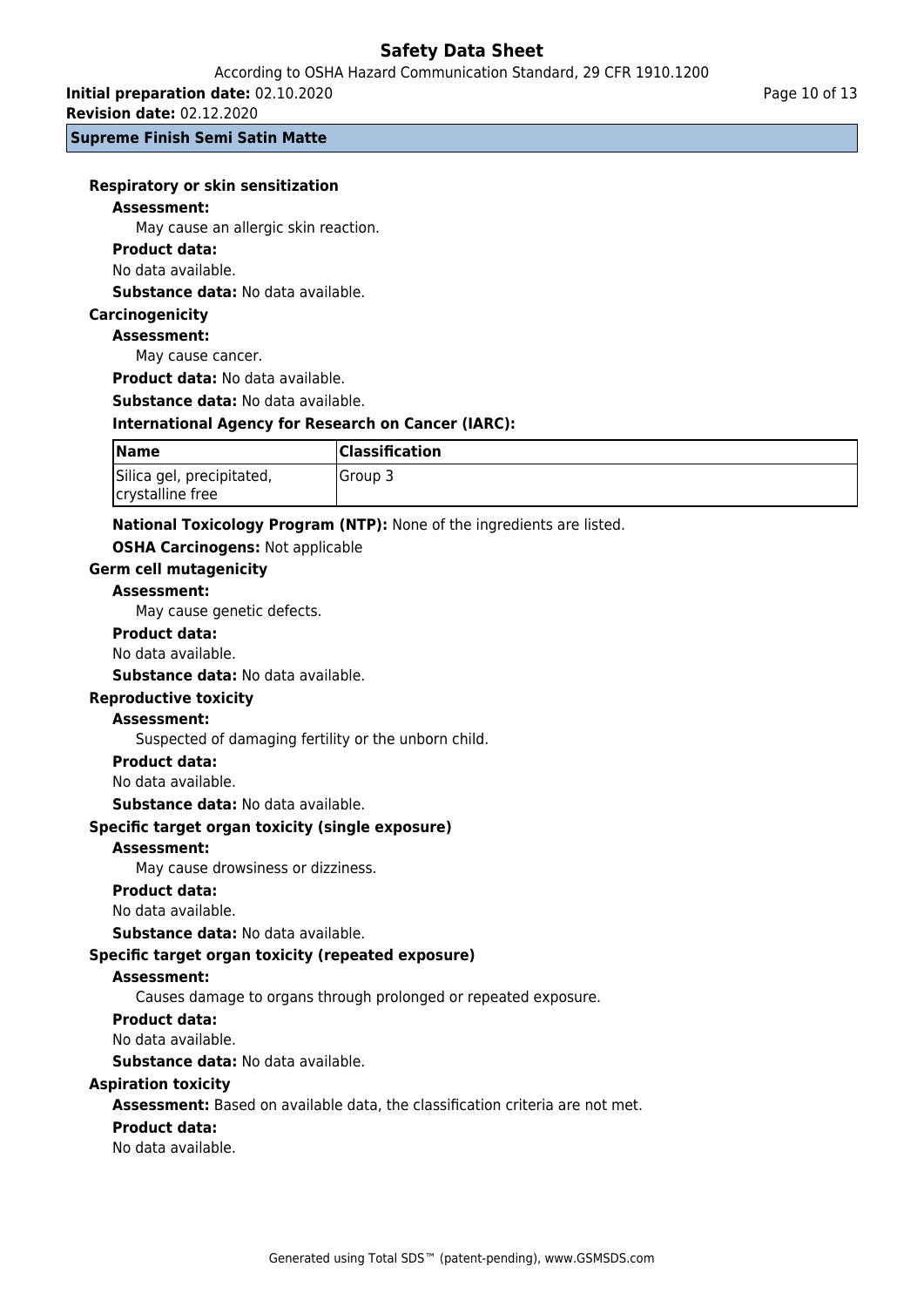#### Respiratory or skin sensitization

**Assessment:**

May cause an allergic skin reaction.

**Product data:**

No data available.

**Substance data:** No data available.

#### Carcinogenicity

**Assessment:**

May cause cancer.

**Product data:** No data available.

**Substance data:** No data available.

**International Agency for Research on Cancer (IARC):**

| Name | Classification |
| --- | --- |
| Silica gel, precipitated, crystalline free | Group 3 |

**National Toxicology Program (NTP):** None of the ingredients are listed.

**OSHA Carcinogens:** Not applicable

#### Germ cell mutagenicity

**Assessment:**

May cause genetic defects.

**Product data:**

No data available.

**Substance data:** No data available.

#### Reproductive toxicity

**Assessment:**

Suspected of damaging fertility or the unborn child.

**Product data:**

No data available.

**Substance data:** No data available.

#### Specific target organ toxicity (single exposure)

**Assessment:**

May cause drowsiness or dizziness.

**Product data:**

No data available.

**Substance data:** No data available.

#### Specific target organ toxicity (repeated exposure)

**Assessment:**

Causes damage to organs through prolonged or repeated exposure.

**Product data:**

No data available.

**Substance data:** No data available.

#### Aspiration toxicity

**Assessment:** Based on available data, the classification criteria are not met.

**Product data:**

No data available.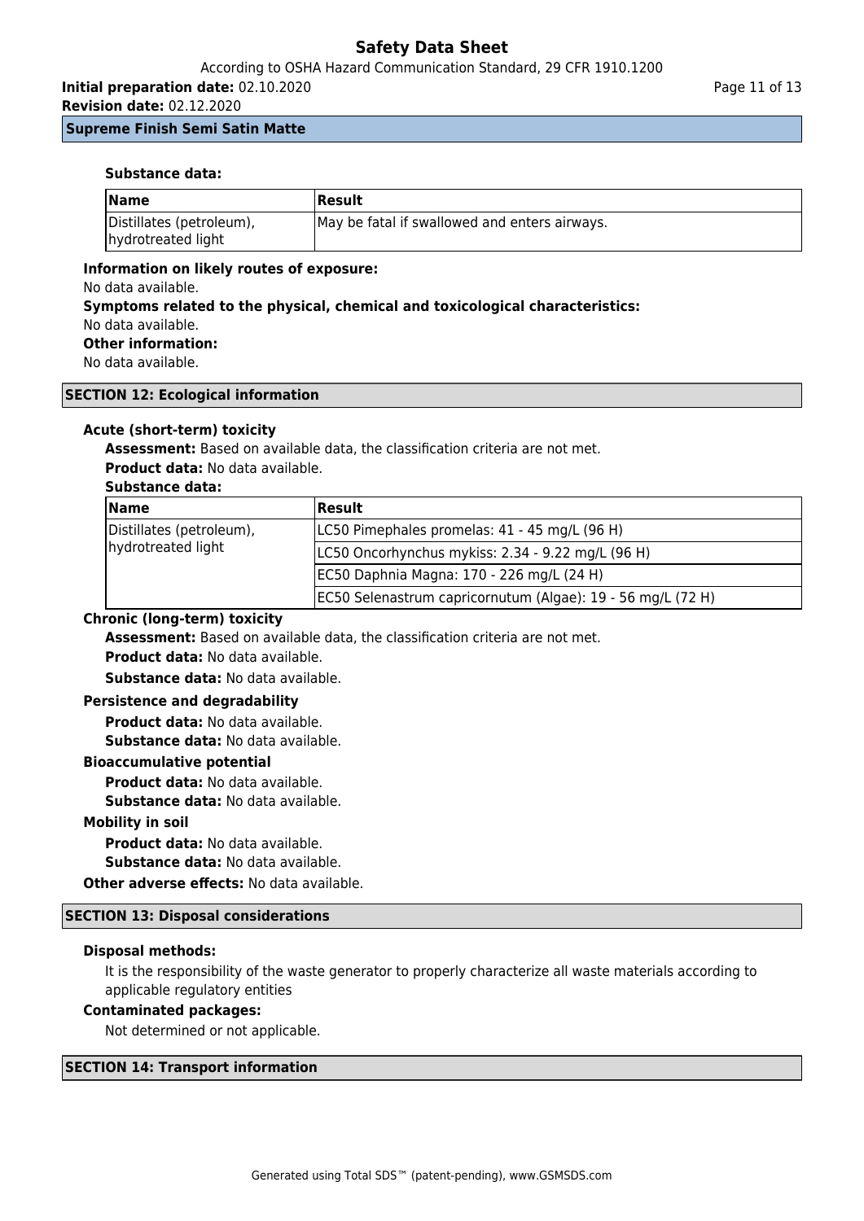**Substance data:**

| Name | Result |
| --- | --- |
| Distillates (petroleum), hydrotreated light | May be fatal if swallowed and enters airways. |

**Information on likely routes of exposure:**

No data available.

**Symptoms related to the physical, chemical and toxicological characteristics:**

No data available.

**Other information:**

No data available.

## SECTION 12: Ecological information

**Acute (short-term) toxicity**

**Assessment:** Based on available data, the classification criteria are not met.

**Product data:** No data available.

**Substance data:**

| Name | Result |
| --- | --- |
| Distillates (petroleum), hydrotreated light | LC50 Pimephales promelas: 41 - 45 mg/L (96 H) |
| | LC50 Oncorhynchus mykiss: 2.34 - 9.22 mg/L (96 H) |
| | EC50 Daphnia Magna: 170 - 226 mg/L (24 H) |
| | EC50 Selenastrum capricornutum (Algae): 19 - 56 mg/L (72 H) |

**Chronic (long-term) toxicity**

**Assessment:** Based on available data, the classification criteria are not met.

**Product data:** No data available.

**Substance data:** No data available.

**Persistence and degradability**

**Product data:** No data available.

**Substance data:** No data available.

**Bioaccumulative potential**

**Product data:** No data available.

**Substance data:** No data available.

**Mobility in soil**

**Product data:** No data available.

**Substance data:** No data available.

**Other adverse effects:** No data available.

## SECTION 13: Disposal considerations

**Disposal methods:**

It is the responsibility of the waste generator to properly characterize all waste materials according to applicable regulatory entities

**Contaminated packages:**

Not determined or not applicable.

## SECTION 14: Transport information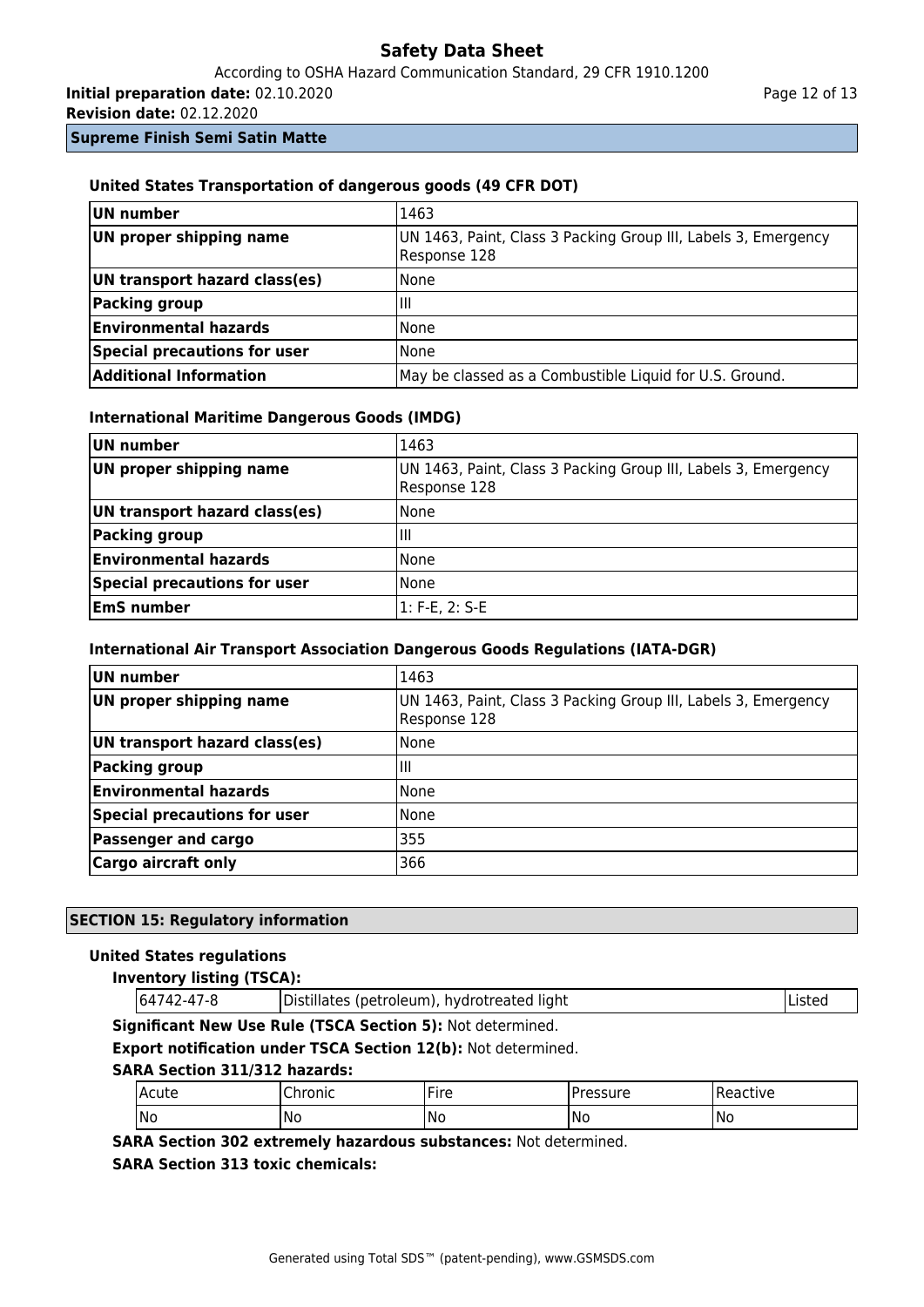**Supreme Finish Semi Satin Matte**

#### United States Transportation of dangerous goods (49 CFR DOT)

| UN number | 1463 |
|---|---|
| UN proper shipping name | UN 1463, Paint, Class 3 Packing Group III, Labels 3, Emergency Response 128 |
| UN transport hazard class(es) | None |
| Packing group | III |
| Environmental hazards | None |
| Special precautions for user | None |
| Additional Information | May be classed as a Combustible Liquid for U.S. Ground. |

#### International Maritime Dangerous Goods (IMDG)

| UN number | 1463 |
|---|---|
| UN proper shipping name | UN 1463, Paint, Class 3 Packing Group III, Labels 3, Emergency Response 128 |
| UN transport hazard class(es) | None |
| Packing group | III |
| Environmental hazards | None |
| Special precautions for user | None |
| EmS number | 1: F-E, 2: S-E |

#### International Air Transport Association Dangerous Goods Regulations (IATA-DGR)

| UN number | 1463 |
|---|---|
| UN proper shipping name | UN 1463, Paint, Class 3 Packing Group III, Labels 3, Emergency Response 128 |
| UN transport hazard class(es) | None |
| Packing group | III |
| Environmental hazards | None |
| Special precautions for user | None |
| Passenger and cargo | 355 |
| Cargo aircraft only | 366 |

## SECTION 15: Regulatory information

#### United States regulations

**Inventory listing (TSCA):**

| 64742-47-8 | Distillates (petroleum), hydrotreated light | Listed |
|---|---|---|

**Significant New Use Rule (TSCA Section 5):** Not determined.

**Export notification under TSCA Section 12(b):** Not determined.

**SARA Section 311/312 hazards:**

| Acute | Chronic | Fire | Pressure | Reactive |
|---|---|---|---|---|
| No | No | No | No | No |

**SARA Section 302 extremely hazardous substances:** Not determined.

**SARA Section 313 toxic chemicals:**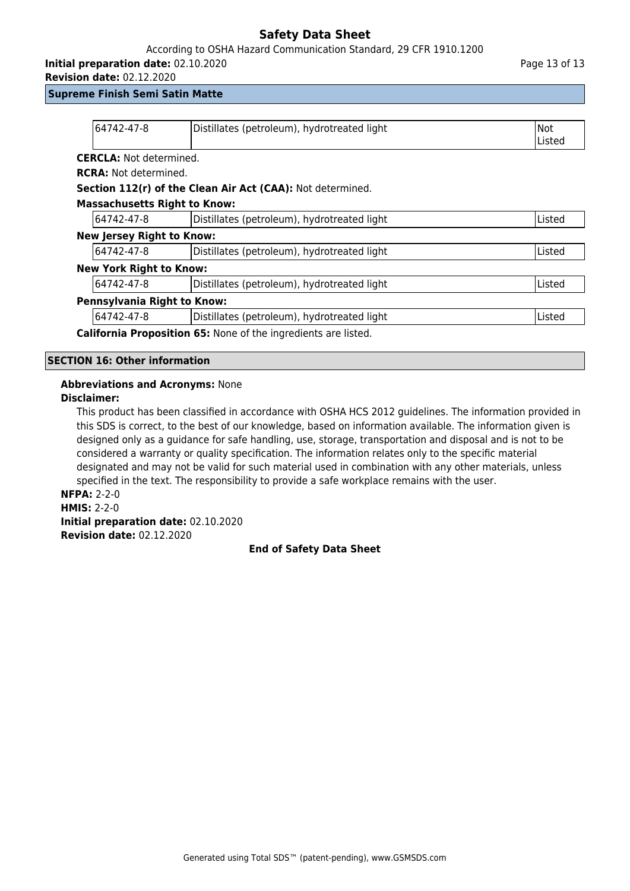| | | |
|---|---|---|
| 64742-47-8 | Distillates (petroleum), hydrotreated light | Not Listed |

**CERCLA:** Not determined.

**RCRA:** Not determined.

**Section 112(r) of the Clean Air Act (CAA):** Not determined.

**Massachusetts Right to Know:**

| | | |
|---|---|---|
| 64742-47-8 | Distillates (petroleum), hydrotreated light | Listed |

**New Jersey Right to Know:**

| | | |
|---|---|---|
| 64742-47-8 | Distillates (petroleum), hydrotreated light | Listed |

**New York Right to Know:**

| | | |
|---|---|---|
| 64742-47-8 | Distillates (petroleum), hydrotreated light | Listed |

**Pennsylvania Right to Know:**

| | | |
|---|---|---|
| 64742-47-8 | Distillates (petroleum), hydrotreated light | Listed |

**California Proposition 65:** None of the ingredients are listed.

## SECTION 16: Other information

**Abbreviations and Acronyms:** None

**Disclaimer:**

This product has been classified in accordance with OSHA HCS 2012 guidelines. The information provided in this SDS is correct, to the best of our knowledge, based on information available. The information given is designed only as a guidance for safe handling, use, storage, transportation and disposal and is not to be considered a warranty or quality specification. The information relates only to the specific material designated and may not be valid for such material used in combination with any other materials, unless specified in the text. The responsibility to provide a safe workplace remains with the user.

**NFPA:** 2-2-0

**HMIS:** 2-2-0

**Initial preparation date:** 02.10.2020

**Revision date:** 02.12.2020

**End of Safety Data Sheet**